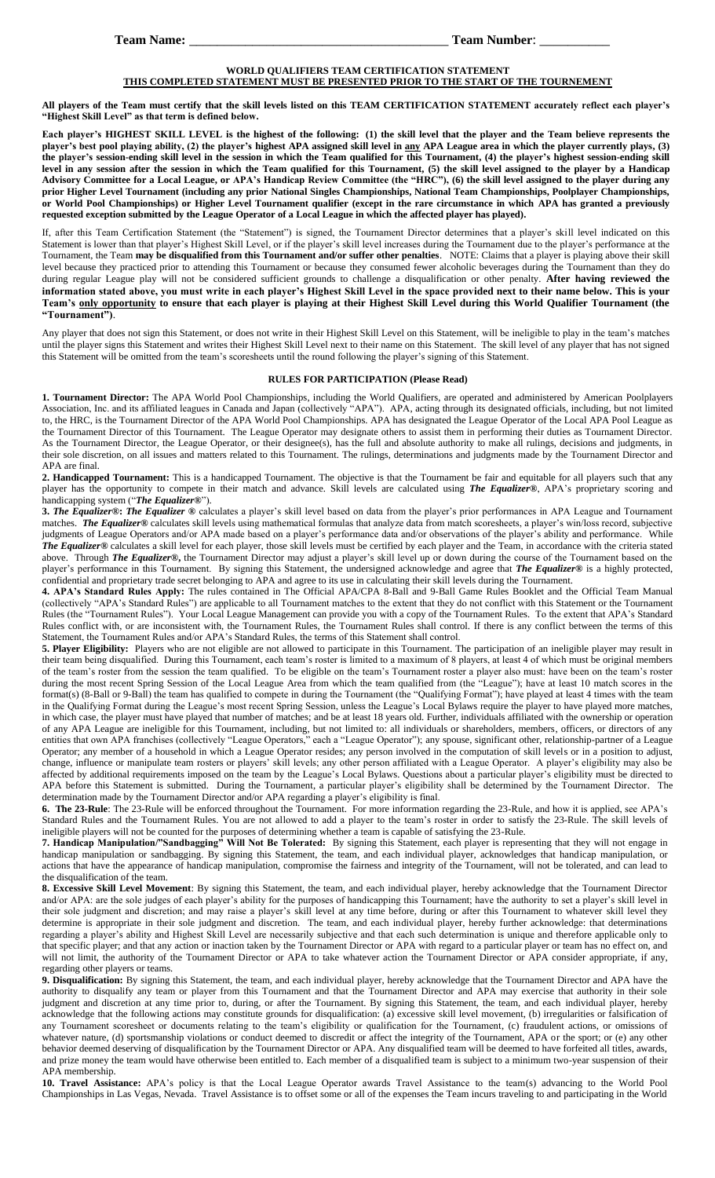**Team Name:** ________________________________________ **Team Number**: ___________

**WORLD QUALIFIERS TEAM CERTIFICATION STATEMENT**

**THIS COMPLETED STATEMENT MUST BE PRESENTED PRIOR TO THE START OF THE TOURNEMENT**

**All players of the Team must certify that the skill levels listed on this TEAM CERTIFICATION STATEMENT accurately reflect each player's "Highest Skill Level" as that term is defined below.**

**Each player's HIGHEST SKILL LEVEL is the highest of the following: (1) the skill level that the player and the Team believe represents the player's best pool playing ability, (2) the player's highest APA assigned skill level in any APA League area in which the player currently plays, (3) the player's session-ending skill level in the session in which the Team qualified for this Tournament, (4) the player's highest session-ending skill level in any session after the session in which the Team qualified for this Tournament, (5) the skill level assigned to the player by a Handicap Advisory Committee for a Local League, or APA's Handicap Review Committee (the "HRC"), (6) the skill level assigned to the player during any prior Higher Level Tournament (including any prior National Singles Championships, National Team Championships, Poolplayer Championships, or World Pool Championships) or Higher Level Tournament qualifier (except in the rare circumstance in which APA has granted a previously requested exception submitted by the League Operator of a Local League in which the affected player has played).**

If, after this Team Certification Statement (the "Statement") is signed, the Tournament Director determines that a player's skill level indicated on this Statement is lower than that player's Highest Skill Level, or if the player's skill level increases during the Tournament due to the player's performance at the Tournament, the Team **may be disqualified from this Tournament and/or suffer other penalties**. NOTE: Claims that a player is playing above their skill level because they practiced prior to attending this Tournament or because they consumed fewer alcoholic beverages during the Tournament than they do during regular League play will not be considered sufficient grounds to challenge a disqualification or other penalty. **After having reviewed the information stated above, you must write in each player's Highest Skill Level in the space provided next to their name below. This is your Team's only opportunity to ensure that each player is playing at their Highest Skill Level during this World Qualifier Tournament (the "Tournament")**.

Any player that does not sign this Statement, or does not write in their Highest Skill Level on this Statement, will be ineligible to play in the team's matches until the player signs this Statement and writes their Highest Skill Level next to their name on this Statement. The skill level of any player that has not signed this Statement will be omitted from the team's scoresheets until the round following the player's signing of this Statement.

**RULES FOR PARTICIPATION (Please Read)**

**1. Tournament Director:** The APA World Pool Championships, including the World Qualifiers, are operated and administered by American Poolplayers Association, Inc. and its affiliated leagues in Canada and Japan (collectively "APA"). APA, acting through its designated officials, including, but not limited to, the HRC, is the Tournament Director of the APA World Pool Championships. APA has designated the League Operator of the Local APA Pool League as the Tournament Director of this Tournament. The League Operator may designate others to assist them in performing their duties as Tournament Director. As the Tournament Director, the League Operator, or their designee(s), has the full and absolute authority to make all rulings, decisions and judgments, in their sole discretion, on all issues and matters related to this Tournament. The rulings, determinations and judgments made by the Tournament Director and APA are final.

**2. Handicapped Tournament:** This is a handicapped Tournament. The objective is that the Tournament be fair and equitable for all players such that any player has the opportunity to compete in their match and advance. Skill levels are calculated using ***The Equalizer®***, APA's proprietary scoring and handicapping system ("***The Equalizer®***").

**3. *The Equalizer®*: *The Equalizer ®*** calculates a player's skill level based on data from the player's prior performances in APA League and Tournament matches. ***The Equalizer®*** calculates skill levels using mathematical formulas that analyze data from match scoresheets, a player's win/loss record, subjective judgments of League Operators and/or APA made based on a player's performance data and/or observations of the player's ability and performance. While ***The Equalizer®*** calculates a skill level for each player, those skill levels must be certified by each player and the Team, in accordance with the criteria stated above. Through ***The Equalizer®***, the Tournament Director may adjust a player's skill level up or down during the course of the Tournament based on the player's performance in this Tournament. By signing this Statement, the undersigned acknowledge and agree that ***The Equalizer®*** is a highly protected, confidential and proprietary trade secret belonging to APA and agree to its use in calculating their skill levels during the Tournament.

**4. APA's Standard Rules Apply:** The rules contained in The Official APA/CPA 8-Ball and 9-Ball Game Rules Booklet and the Official Team Manual (collectively "APA's Standard Rules") are applicable to all Tournament matches to the extent that they do not conflict with this Statement or the Tournament Rules (the "Tournament Rules"). Your Local League Management can provide you with a copy of the Tournament Rules. To the extent that APA's Standard Rules conflict with, or are inconsistent with, the Tournament Rules, the Tournament Rules shall control. If there is any conflict between the terms of this Statement, the Tournament Rules and/or APA's Standard Rules, the terms of this Statement shall control.

**5. Player Eligibility:** Players who are not eligible are not allowed to participate in this Tournament. The participation of an ineligible player may result in their team being disqualified. During this Tournament, each team's roster is limited to a maximum of 8 players, at least 4 of which must be original members of the team's roster from the session the team qualified. To be eligible on the team's Tournament roster a player also must: have been on the team's roster during the most recent Spring Session of the Local League Area from which the team qualified from (the "League"); have at least 10 match scores in the format(s) (8-Ball or 9-Ball) the team has qualified to compete in during the Tournament (the "Qualifying Format"); have played at least 4 times with the team in the Qualifying Format during the League's most recent Spring Session, unless the League's Local Bylaws require the player to have played more matches, in which case, the player must have played that number of matches; and be at least 18 years old. Further, individuals affiliated with the ownership or operation of any APA League are ineligible for this Tournament, including, but not limited to: all individuals or shareholders, members, officers, or directors of any entities that own APA franchises (collectively "League Operators," each a "League Operator"); any spouse, significant other, relationship-partner of a League Operator; any member of a household in which a League Operator resides; any person involved in the computation of skill levels or in a position to adjust, change, influence or manipulate team rosters or players' skill levels; any other person affiliated with a League Operator. A player's eligibility may also be affected by additional requirements imposed on the team by the League's Local Bylaws. Questions about a particular player's eligibility must be directed to APA before this Statement is submitted. During the Tournament, a particular player's eligibility shall be determined by the Tournament Director. The determination made by the Tournament Director and/or APA regarding a player's eligibility is final.

**6. The 23-Rule**: The 23-Rule will be enforced throughout the Tournament. For more information regarding the 23-Rule, and how it is applied, see APA's Standard Rules and the Tournament Rules. You are not allowed to add a player to the team's roster in order to satisfy the 23-Rule. The skill levels of ineligible players will not be counted for the purposes of determining whether a team is capable of satisfying the 23-Rule.

**7. Handicap Manipulation/"Sandbagging" Will Not Be Tolerated:** By signing this Statement, each player is representing that they will not engage in handicap manipulation or sandbagging. By signing this Statement, the team, and each individual player, acknowledges that handicap manipulation, or actions that have the appearance of handicap manipulation, compromise the fairness and integrity of the Tournament, will not be tolerated, and can lead to the disqualification of the team.

**8. Excessive Skill Level Movement**: By signing this Statement, the team, and each individual player, hereby acknowledge that the Tournament Director and/or APA: are the sole judges of each player's ability for the purposes of handicapping this Tournament; have the authority to set a player's skill level in their sole judgment and discretion; and may raise a player's skill level at any time before, during or after this Tournament to whatever skill level they determine is appropriate in their sole judgment and discretion. The team, and each individual player, hereby further acknowledge: that determinations regarding a player's ability and Highest Skill Level are necessarily subjective and that each such determination is unique and therefore applicable only to that specific player; and that any action or inaction taken by the Tournament Director or APA with regard to a particular player or team has no effect on, and will not limit, the authority of the Tournament Director or APA to take whatever action the Tournament Director or APA consider appropriate, if any, regarding other players or teams.

**9. Disqualification:** By signing this Statement, the team, and each individual player, hereby acknowledge that the Tournament Director and APA have the authority to disqualify any team or player from this Tournament and that the Tournament Director and APA may exercise that authority in their sole judgment and discretion at any time prior to, during, or after the Tournament. By signing this Statement, the team, and each individual player, hereby acknowledge that the following actions may constitute grounds for disqualification: (a) excessive skill level movement, (b) irregularities or falsification of any Tournament scoresheet or documents relating to the team's eligibility or qualification for the Tournament, (c) fraudulent actions, or omissions of whatever nature, (d) sportsmanship violations or conduct deemed to discredit or affect the integrity of the Tournament, APA or the sport; or (e) any other behavior deemed deserving of disqualification by the Tournament Director or APA. Any disqualified team will be deemed to have forfeited all titles, awards, and prize money the team would have otherwise been entitled to. Each member of a disqualified team is subject to a minimum two-year suspension of their APA membership.

**10. Travel Assistance:** APA's policy is that the Local League Operator awards Travel Assistance to the team(s) advancing to the World Pool Championships in Las Vegas, Nevada. Travel Assistance is to offset some or all of the expenses the Team incurs traveling to and participating in the World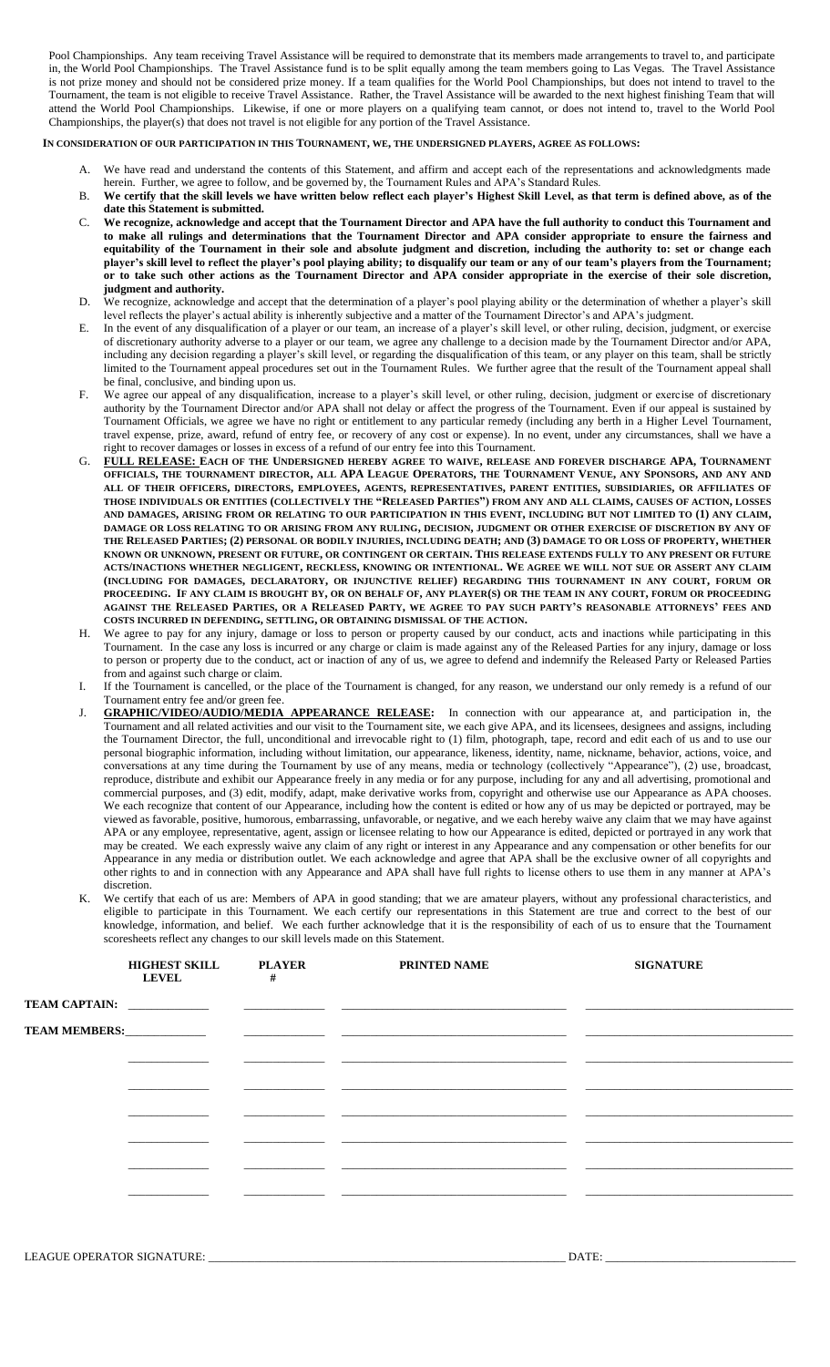Pool Championships. Any team receiving Travel Assistance will be required to demonstrate that its members made arrangements to travel to, and participate in, the World Pool Championships. The Travel Assistance fund is to be split equally among the team members going to Las Vegas. The Travel Assistance is not prize money and should not be considered prize money. If a team qualifies for the World Pool Championships, but does not intend to travel to the Tournament, the team is not eligible to receive Travel Assistance. Rather, the Travel Assistance will be awarded to the next highest finishing Team that will attend the World Pool Championships. Likewise, if one or more players on a qualifying team cannot, or does not intend to, travel to the World Pool Championships, the player(s) that does not travel is not eligible for any portion of the Travel Assistance.

**IN CONSIDERATION OF OUR PARTICIPATION IN THIS TOURNAMENT, WE, THE UNDERSIGNED PLAYERS, AGREE AS FOLLOWS:**

A. We have read and understand the contents of this Statement, and affirm and accept each of the representations and acknowledgments made herein. Further, we agree to follow, and be governed by, the Tournament Rules and APA's Standard Rules.

B. **We certify that the skill levels we have written below reflect each player's Highest Skill Level, as that term is defined above, as of the date this Statement is submitted.**

C. **We recognize, acknowledge and accept that the Tournament Director and APA have the full authority to conduct this Tournament and to make all rulings and determinations that the Tournament Director and APA consider appropriate to ensure the fairness and equitability of the Tournament in their sole and absolute judgment and discretion, including the authority to: set or change each player's skill level to reflect the player's pool playing ability; to disqualify our team or any of our team's players from the Tournament; or to take such other actions as the Tournament Director and APA consider appropriate in the exercise of their sole discretion, judgment and authority.**

D. We recognize, acknowledge and accept that the determination of a player's pool playing ability or the determination of whether a player's skill level reflects the player's actual ability is inherently subjective and a matter of the Tournament Director's and APA's judgment.

E. In the event of any disqualification of a player or our team, an increase of a player's skill level, or other ruling, decision, judgment, or exercise of discretionary authority adverse to a player or our team, we agree any challenge to a decision made by the Tournament Director and/or APA, including any decision regarding a player's skill level, or regarding the disqualification of this team, or any player on this team, shall be strictly limited to the Tournament appeal procedures set out in the Tournament Rules. We further agree that the result of the Tournament appeal shall be final, conclusive, and binding upon us.

F. We agree our appeal of any disqualification, increase to a player's skill level, or other ruling, decision, judgment or exercise of discretionary authority by the Tournament Director and/or APA shall not delay or affect the progress of the Tournament. Even if our appeal is sustained by Tournament Officials, we agree we have no right or entitlement to any particular remedy (including any berth in a Higher Level Tournament, travel expense, prize, award, refund of entry fee, or recovery of any cost or expense). In no event, under any circumstances, shall we have a right to recover damages or losses in excess of a refund of our entry fee into this Tournament.

G. **<u>FULL RELEASE:</u> EACH OF THE UNDERSIGNED HEREBY AGREE TO WAIVE, RELEASE AND FOREVER DISCHARGE APA, TOURNAMENT OFFICIALS, THE TOURNAMENT DIRECTOR, ALL APA LEAGUE OPERATORS, THE TOURNAMENT VENUE, ANY SPONSORS, AND ANY AND ALL OF THEIR OFFICERS, DIRECTORS, EMPLOYEES, AGENTS, REPRESENTATIVES, PARENT ENTITIES, SUBSIDIARIES, OR AFFILIATES OF THOSE INDIVIDUALS OR ENTITIES (COLLECTIVELY THE "RELEASED PARTIES") FROM ANY AND ALL CLAIMS, CAUSES OF ACTION, LOSSES AND DAMAGES, ARISING FROM OR RELATING TO OUR PARTICIPATION IN THIS EVENT, INCLUDING BUT NOT LIMITED TO (1) ANY CLAIM, DAMAGE OR LOSS RELATING TO OR ARISING FROM ANY RULING, DECISION, JUDGMENT OR OTHER EXERCISE OF DISCRETION BY ANY OF THE RELEASED PARTIES; (2) PERSONAL OR BODILY INJURIES, INCLUDING DEATH; AND (3) DAMAGE TO OR LOSS OF PROPERTY, WHETHER KNOWN OR UNKNOWN, PRESENT OR FUTURE, OR CONTINGENT OR CERTAIN. THIS RELEASE EXTENDS FULLY TO ANY PRESENT OR FUTURE ACTS/INACTIONS WHETHER NEGLIGENT, RECKLESS, KNOWING OR INTENTIONAL. WE AGREE WE WILL NOT SUE OR ASSERT ANY CLAIM (INCLUDING FOR DAMAGES, DECLARATORY, OR INJUNCTIVE RELIEF) REGARDING THIS TOURNAMENT IN ANY COURT, FORUM OR PROCEEDING. IF ANY CLAIM IS BROUGHT BY, OR ON BEHALF OF, ANY PLAYER(S) OR THE TEAM IN ANY COURT, FORUM OR PROCEEDING AGAINST THE RELEASED PARTIES, OR A RELEASED PARTY, WE AGREE TO PAY SUCH PARTY'S REASONABLE ATTORNEYS' FEES AND COSTS INCURRED IN DEFENDING, SETTLING, OR OBTAINING DISMISSAL OF THE ACTION.**

H. We agree to pay for any injury, damage or loss to person or property caused by our conduct, acts and inactions while participating in this Tournament. In the case any loss is incurred or any charge or claim is made against any of the Released Parties for any injury, damage or loss to person or property due to the conduct, act or inaction of any of us, we agree to defend and indemnify the Released Party or Released Parties from and against such charge or claim.

I. If the Tournament is cancelled, or the place of the Tournament is changed, for any reason, we understand our only remedy is a refund of our Tournament entry fee and/or green fee.

J. **<u>GRAPHIC/VIDEO/AUDIO/MEDIA APPEARANCE RELEASE:</u>** In connection with our appearance at, and participation in, the Tournament and all related activities and our visit to the Tournament site, we each give APA, and its licensees, designees and assigns, including the Tournament Director, the full, unconditional and irrevocable right to (1) film, photograph, tape, record and edit each of us and to use our personal biographic information, including without limitation, our appearance, likeness, identity, name, nickname, behavior, actions, voice, and conversations at any time during the Tournament by use of any means, media or technology (collectively "Appearance"), (2) use, broadcast, reproduce, distribute and exhibit our Appearance freely in any media or for any purpose, including for any and all advertising, promotional and commercial purposes, and (3) edit, modify, adapt, make derivative works from, copyright and otherwise use our Appearance as APA chooses. We each recognize that content of our Appearance, including how the content is edited or how any of us may be depicted or portrayed, may be viewed as favorable, positive, humorous, embarrassing, unfavorable, or negative, and we each hereby waive any claim that we may have against APA or any employee, representative, agent, assign or licensee relating to how our Appearance is edited, depicted or portrayed in any work that may be created. We each expressly waive any claim of any right or interest in any Appearance and any compensation or other benefits for our Appearance in any media or distribution outlet. We each acknowledge and agree that APA shall be the exclusive owner of all copyrights and other rights to and in connection with any Appearance and APA shall have full rights to license others to use them in any manner at APA's discretion.

K. We certify that each of us are: Members of APA in good standing; that we are amateur players, without any professional characteristics, and eligible to participate in this Tournament. We each certify our representations in this Statement are true and correct to the best of our knowledge, information, and belief. We each further acknowledge that it is the responsibility of each of us to ensure that the Tournament scoresheets reflect any changes to our skill levels made on this Statement.

| | HIGHEST SKILL LEVEL | PLAYER # | PRINTED NAME | SIGNATURE |
|---|---|---|---|---|
| TEAM CAPTAIN: | | | | |
| TEAM MEMBERS: | | | | |
| | | | | |
| | | | | |
| | | | | |
| | | | | |
| | | | | |
| | | | | |

LEAGUE OPERATOR SIGNATURE: ______________________________ DATE: ______________